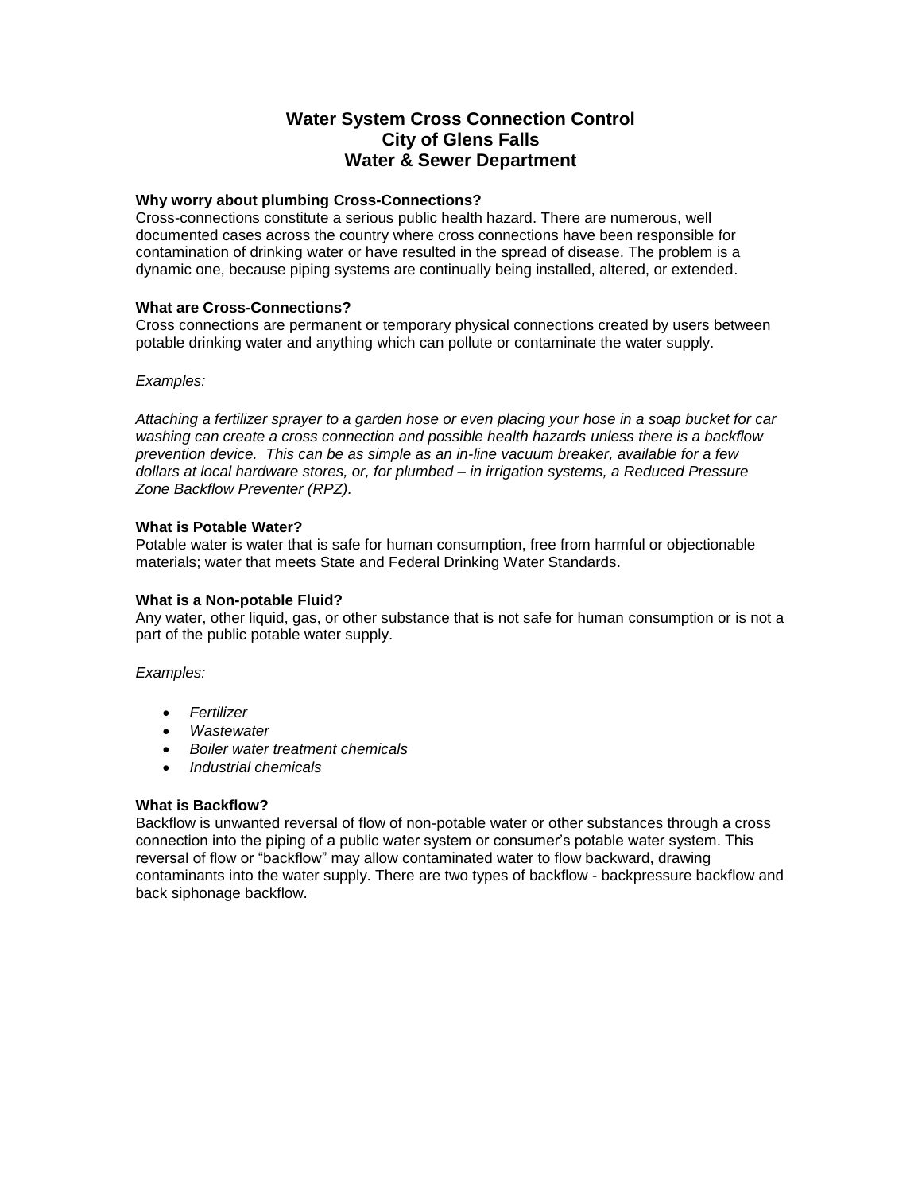# Water System Cross Connection Control
# City of Glens Falls
# Water & Sewer Department

**Why worry about plumbing Cross-Connections?**
Cross-connections constitute a serious public health hazard. There are numerous, well documented cases across the country where cross connections have been responsible for contamination of drinking water or have resulted in the spread of disease. The problem is a dynamic one, because piping systems are continually being installed, altered, or extended.

**What are Cross-Connections?**
Cross connections are permanent or temporary physical connections created by users between potable drinking water and anything which can pollute or contaminate the water supply.

*Examples:*

*Attaching a fertilizer sprayer to a garden hose or even placing your hose in a soap bucket for car washing can create a cross connection and possible health hazards unless there is a backflow prevention device. This can be as simple as an in-line vacuum breaker, available for a few dollars at local hardware stores, or, for plumbed – in irrigation systems, a Reduced Pressure Zone Backflow Preventer (RPZ).*

**What is Potable Water?**
Potable water is water that is safe for human consumption, free from harmful or objectionable materials; water that meets State and Federal Drinking Water Standards.

**What is a Non-potable Fluid?**
Any water, other liquid, gas, or other substance that is not safe for human consumption or is not a part of the public potable water supply.

*Examples:*

- *Fertilizer*
- *Wastewater*
- *Boiler water treatment chemicals*
- *Industrial chemicals*

**What is Backflow?**
Backflow is unwanted reversal of flow of non-potable water or other substances through a cross connection into the piping of a public water system or consumer's potable water system. This reversal of flow or "backflow" may allow contaminated water to flow backward, drawing contaminants into the water supply. There are two types of backflow - backpressure backflow and back siphonage backflow.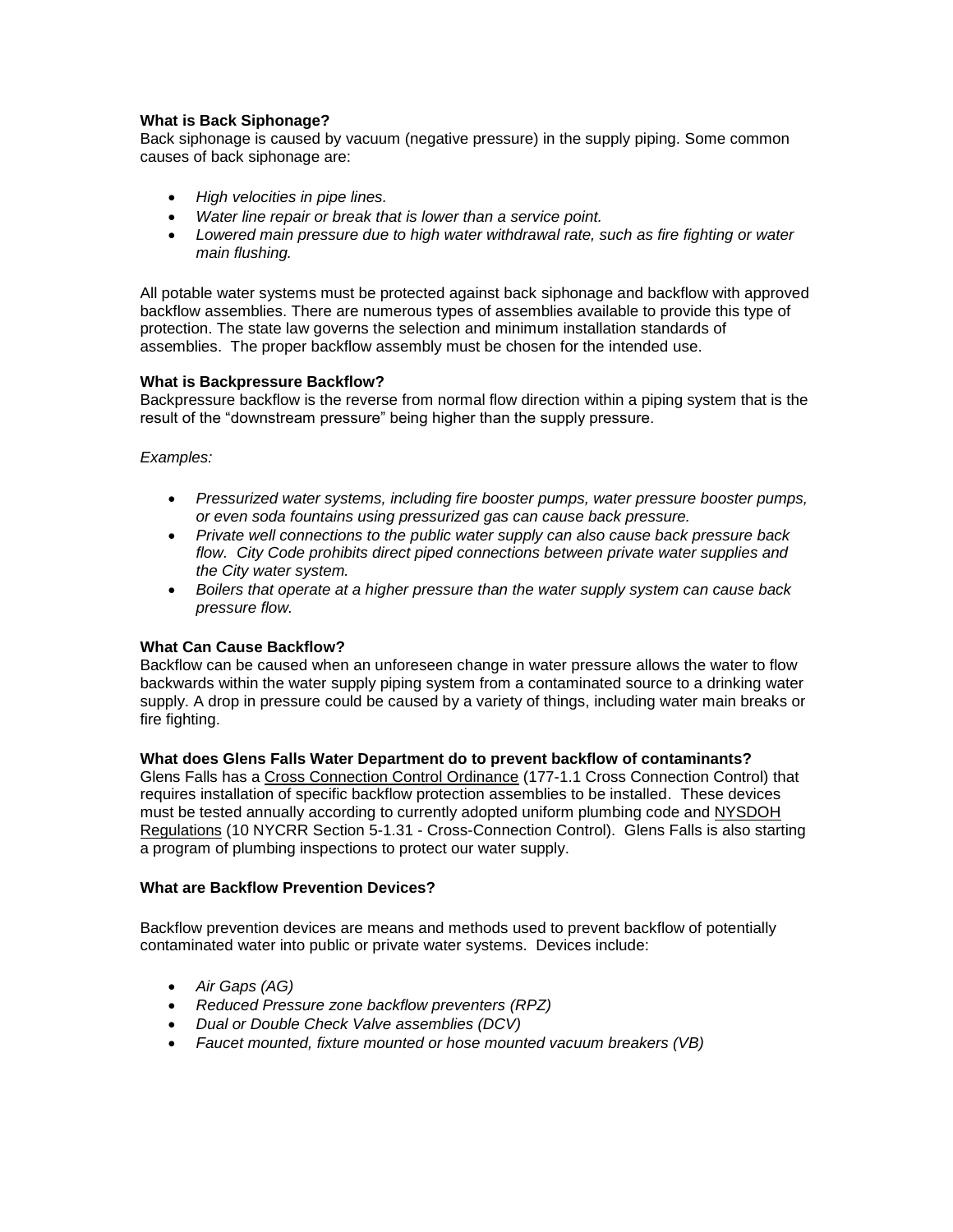**What is Back Siphonage?**

Back siphonage is caused by vacuum (negative pressure) in the supply piping. Some common causes of back siphonage are:

- *High velocities in pipe lines.*
- *Water line repair or break that is lower than a service point.*
- *Lowered main pressure due to high water withdrawal rate, such as fire fighting or water main flushing.*

All potable water systems must be protected against back siphonage and backflow with approved backflow assemblies. There are numerous types of assemblies available to provide this type of protection. The state law governs the selection and minimum installation standards of assemblies. The proper backflow assembly must be chosen for the intended use.

**What is Backpressure Backflow?**

Backpressure backflow is the reverse from normal flow direction within a piping system that is the result of the "downstream pressure" being higher than the supply pressure.

*Examples:*

- *Pressurized water systems, including fire booster pumps, water pressure booster pumps, or even soda fountains using pressurized gas can cause back pressure.*
- *Private well connections to the public water supply can also cause back pressure back flow. City Code prohibits direct piped connections between private water supplies and the City water system.*
- *Boilers that operate at a higher pressure than the water supply system can cause back pressure flow.*

**What Can Cause Backflow?**

Backflow can be caused when an unforeseen change in water pressure allows the water to flow backwards within the water supply piping system from a contaminated source to a drinking water supply. A drop in pressure could be caused by a variety of things, including water main breaks or fire fighting.

**What does Glens Falls Water Department do to prevent backflow of contaminants?**

Glens Falls has a Cross Connection Control Ordinance (177-1.1 Cross Connection Control) that requires installation of specific backflow protection assemblies to be installed. These devices must be tested annually according to currently adopted uniform plumbing code and NYSDOH Regulations (10 NYCRR Section 5-1.31 - Cross-Connection Control). Glens Falls is also starting a program of plumbing inspections to protect our water supply.

**What are Backflow Prevention Devices?**

Backflow prevention devices are means and methods used to prevent backflow of potentially contaminated water into public or private water systems. Devices include:

- *Air Gaps (AG)*
- *Reduced Pressure zone backflow preventers (RPZ)*
- *Dual or Double Check Valve assemblies (DCV)*
- *Faucet mounted, fixture mounted or hose mounted vacuum breakers (VB)*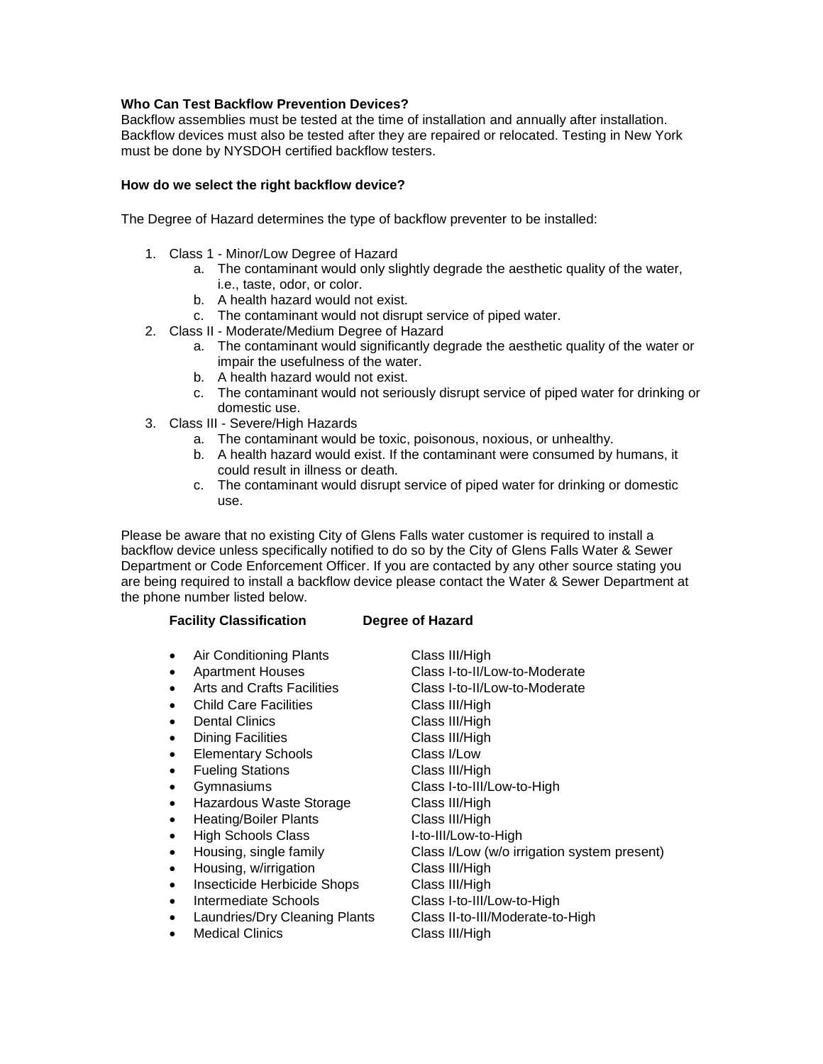**Who Can Test Backflow Prevention Devices?**
Backflow assemblies must be tested at the time of installation and annually after installation. Backflow devices must also be tested after they are repaired or relocated. Testing in New York must be done by NYSDOH certified backflow testers.

**How do we select the right backflow device?**

The Degree of Hazard determines the type of backflow preventer to be installed:

1. Class 1 - Minor/Low Degree of Hazard
   a. The contaminant would only slightly degrade the aesthetic quality of the water, i.e., taste, odor, or color.
   b. A health hazard would not exist.
   c. The contaminant would not disrupt service of piped water.
2. Class II - Moderate/Medium Degree of Hazard
   a. The contaminant would significantly degrade the aesthetic quality of the water or impair the usefulness of the water.
   b. A health hazard would not exist.
   c. The contaminant would not seriously disrupt service of piped water for drinking or domestic use.
3. Class III - Severe/High Hazards
   a. The contaminant would be toxic, poisonous, noxious, or unhealthy.
   b. A health hazard would exist. If the contaminant were consumed by humans, it could result in illness or death.
   c. The contaminant would disrupt service of piped water for drinking or domestic use.

Please be aware that no existing City of Glens Falls water customer is required to install a backflow device unless specifically notified to do so by the City of Glens Falls Water & Sewer Department or Code Enforcement Officer. If you are contacted by any other source stating you are being required to install a backflow device please contact the Water & Sewer Department at the phone number listed below.

| Facility Classification | Degree of Hazard |
|---|---|
| Air Conditioning Plants | Class III/High |
| Apartment Houses | Class I-to-II/Low-to-Moderate |
| Arts and Crafts Facilities | Class I-to-II/Low-to-Moderate |
| Child Care Facilities | Class III/High |
| Dental Clinics | Class III/High |
| Dining Facilities | Class III/High |
| Elementary Schools | Class I/Low |
| Fueling Stations | Class III/High |
| Gymnasiums | Class I-to-III/Low-to-High |
| Hazardous Waste Storage | Class III/High |
| Heating/Boiler Plants | Class III/High |
| High Schools Class | I-to-III/Low-to-High |
| Housing, single family | Class I/Low (w/o irrigation system present) |
| Housing, w/irrigation | Class III/High |
| Insecticide Herbicide Shops | Class III/High |
| Intermediate Schools | Class I-to-III/Low-to-High |
| Laundries/Dry Cleaning Plants | Class II-to-III/Moderate-to-High |
| Medical Clinics | Class III/High |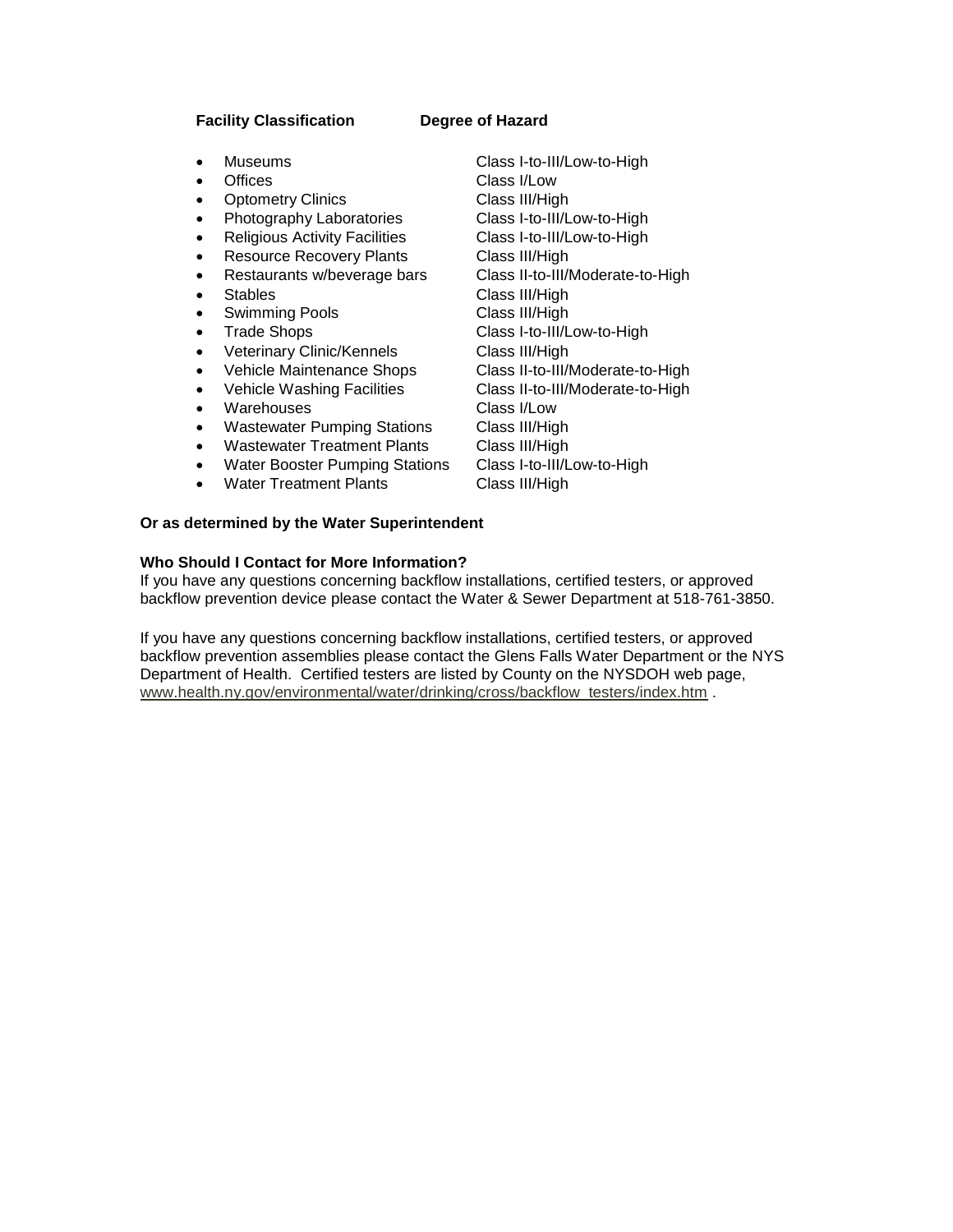| **Facility Classification** | **Degree of Hazard** |
|---|---|
| Museums | Class I-to-III/Low-to-High |
| Offices | Class I/Low |
| Optometry Clinics | Class III/High |
| Photography Laboratories | Class I-to-III/Low-to-High |
| Religious Activity Facilities | Class I-to-III/Low-to-High |
| Resource Recovery Plants | Class III/High |
| Restaurants w/beverage bars | Class II-to-III/Moderate-to-High |
| Stables | Class III/High |
| Swimming Pools | Class III/High |
| Trade Shops | Class I-to-III/Low-to-High |
| Veterinary Clinic/Kennels | Class III/High |
| Vehicle Maintenance Shops | Class II-to-III/Moderate-to-High |
| Vehicle Washing Facilities | Class II-to-III/Moderate-to-High |
| Warehouses | Class I/Low |
| Wastewater Pumping Stations | Class III/High |
| Wastewater Treatment Plants | Class III/High |
| Water Booster Pumping Stations | Class I-to-III/Low-to-High |
| Water Treatment Plants | Class III/High |

**Or as determined by the Water Superintendent**

**Who Should I Contact for More Information?**

If you have any questions concerning backflow installations, certified testers, or approved backflow prevention device please contact the Water & Sewer Department at 518-761-3850.

If you have any questions concerning backflow installations, certified testers, or approved backflow prevention assemblies please contact the Glens Falls Water Department or the NYS Department of Health. Certified testers are listed by County on the NYSDOH web page, www.health.ny.gov/environmental/water/drinking/cross/backflow_testers/index.htm .